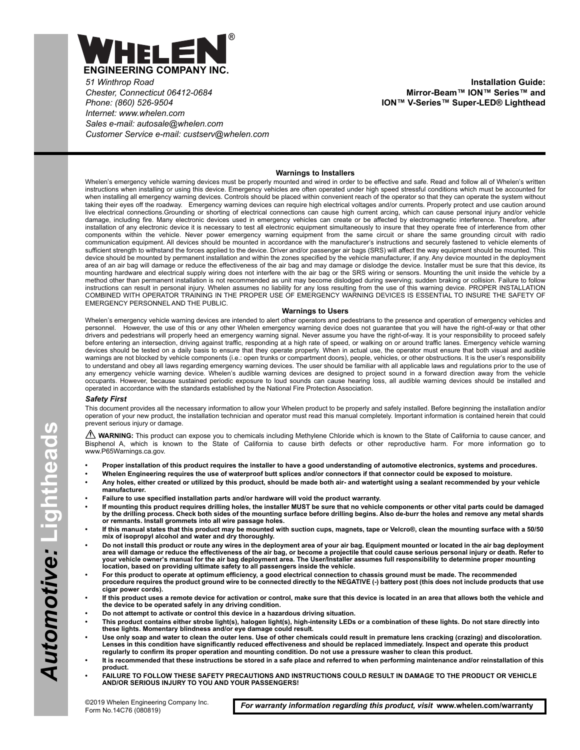# WHELEN®

**ENGINEERING COMPANY INC.**

*51 Winthrop Road*
*Chester, Connecticut 06412-0684*
*Phone: (860) 526-9504*
*Internet: www.whelen.com*
*Sales e-mail: autosale@whelen.com*
*Customer Service e-mail: custserv@whelen.com*

**Installation Guide:**
**Mirror-Beam™ ION™ Series™ and**
**ION™ V-Series™ Super-LED® Lighthead**

**Automotive: Lightheads**

## Warnings to Installers

Whelen's emergency vehicle warning devices must be properly mounted and wired in order to be effective and safe. Read and follow all of Whelen's written instructions when installing or using this device. Emergency vehicles are often operated under high speed stressful conditions which must be accounted for when installing all emergency warning devices. Controls should be placed within convenient reach of the operator so that they can operate the system without taking their eyes off the roadway. Emergency warning devices can require high electrical voltages and/or currents. Properly protect and use caution around live electrical connections.Grounding or shorting of electrical connections can cause high current arcing, which can cause personal injury and/or vehicle damage, including fire. Many electronic devices used in emergency vehicles can create or be affected by electromagnetic interference. Therefore, after installation of any electronic device it is necessary to test all electronic equipment simultaneously to insure that they operate free of interference from other components within the vehicle. Never power emergency warning equipment from the same circuit or share the same grounding circuit with radio communication equipment. All devices should be mounted in accordance with the manufacturer's instructions and securely fastened to vehicle elements of sufficient strength to withstand the forces applied to the device. Driver and/or passenger air bags (SRS) will affect the way equipment should be mounted. This device should be mounted by permanent installation and within the zones specified by the vehicle manufacturer, if any. Any device mounted in the deployment area of an air bag will damage or reduce the effectiveness of the air bag and may damage or dislodge the device. Installer must be sure that this device, its mounting hardware and electrical supply wiring does not interfere with the air bag or the SRS wiring or sensors. Mounting the unit inside the vehicle by a method other than permanent installation is not recommended as unit may become dislodged during swerving; sudden braking or collision. Failure to follow instructions can result in personal injury. Whelen assumes no liability for any loss resulting from the use of this warning device. PROPER INSTALLATION COMBINED WITH OPERATOR TRAINING IN THE PROPER USE OF EMERGENCY WARNING DEVICES IS ESSENTIAL TO INSURE THE SAFETY OF EMERGENCY PERSONNEL AND THE PUBLIC.

## Warnings to Users

Whelen's emergency vehicle warning devices are intended to alert other operators and pedestrians to the presence and operation of emergency vehicles and personnel. However, the use of this or any other Whelen emergency warning device does not guarantee that you will have the right-of-way or that other drivers and pedestrians will properly heed an emergency warning signal. Never assume you have the right-of-way. It is your responsibility to proceed safely before entering an intersection, driving against traffic, responding at a high rate of speed, or walking on or around traffic lanes. Emergency vehicle warning devices should be tested on a daily basis to ensure that they operate properly. When in actual use, the operator must ensure that both visual and audible warnings are not blocked by vehicle components (i.e.: open trunks or compartment doors), people, vehicles, or other obstructions. It is the user's responsibility to understand and obey all laws regarding emergency warning devices. The user should be familiar with all applicable laws and regulations prior to the use of any emergency vehicle warning device. Whelen's audible warning devices are designed to project sound in a forward direction away from the vehicle occupants. However, because sustained periodic exposure to loud sounds can cause hearing loss, all audible warning devices should be installed and operated in accordance with the standards established by the National Fire Protection Association.

### *Safety First*

This document provides all the necessary information to allow your Whelen product to be properly and safely installed. Before beginning the installation and/or operation of your new product, the installation technician and operator must read this manual completely. Important information is contained herein that could prevent serious injury or damage.

⚠ **WARNING:** This product can expose you to chemicals including Methylene Chloride which is known to the State of California to cause cancer, and Bisphenol A, which is known to the State of California to cause birth defects or other reproductive harm. For more information go to www.P65Warnings.ca.gov.

- **Proper installation of this product requires the installer to have a good understanding of automotive electronics, systems and procedures.**
- **Whelen Engineering requires the use of waterproof butt splices and/or connectors if that connector could be exposed to moisture.**
- **Any holes, either created or utilized by this product, should be made both air- and watertight using a sealant recommended by your vehicle manufacturer.**
- **Failure to use specified installation parts and/or hardware will void the product warranty.**
- **If mounting this product requires drilling holes, the installer MUST be sure that no vehicle components or other vital parts could be damaged by the drilling process. Check both sides of the mounting surface before drilling begins. Also de-burr the holes and remove any metal shards or remnants. Install grommets into all wire passage holes.**
- **If this manual states that this product may be mounted with suction cups, magnets, tape or Velcro®, clean the mounting surface with a 50/50 mix of isopropyl alcohol and water and dry thoroughly.**
- **Do not install this product or route any wires in the deployment area of your air bag. Equipment mounted or located in the air bag deployment area will damage or reduce the effectiveness of the air bag, or become a projectile that could cause serious personal injury or death. Refer to your vehicle owner's manual for the air bag deployment area. The User/Installer assumes full responsibility to determine proper mounting location, based on providing ultimate safety to all passengers inside the vehicle.**
- **For this product to operate at optimum efficiency, a good electrical connection to chassis ground must be made. The recommended procedure requires the product ground wire to be connected directly to the NEGATIVE (-) battery post (this does not include products that use cigar power cords).**
- **If this product uses a remote device for activation or control, make sure that this device is located in an area that allows both the vehicle and the device to be operated safely in any driving condition.**
- **Do not attempt to activate or control this device in a hazardous driving situation.**
- **This product contains either strobe light(s), halogen light(s), high-intensity LEDs or a combination of these lights. Do not stare directly into these lights. Momentary blindness and/or eye damage could result.**
- **Use only soap and water to clean the outer lens. Use of other chemicals could result in premature lens cracking (crazing) and discoloration. Lenses in this condition have significantly reduced effectiveness and should be replaced immediately. Inspect and operate this product regularly to confirm its proper operation and mounting condition. Do not use a pressure washer to clean this product.**
- **It is recommended that these instructions be stored in a safe place and referred to when performing maintenance and/or reinstallation of this product.**
- **FAILURE TO FOLLOW THESE SAFETY PRECAUTIONS AND INSTRUCTIONS COULD RESULT IN DAMAGE TO THE PRODUCT OR VEHICLE AND/OR SERIOUS INJURY TO YOU AND YOUR PASSENGERS!**

©2019 Whelen Engineering Company Inc.
Form No.14C76 (080819)

*For warranty information regarding this product, visit* **www.whelen.com/warranty**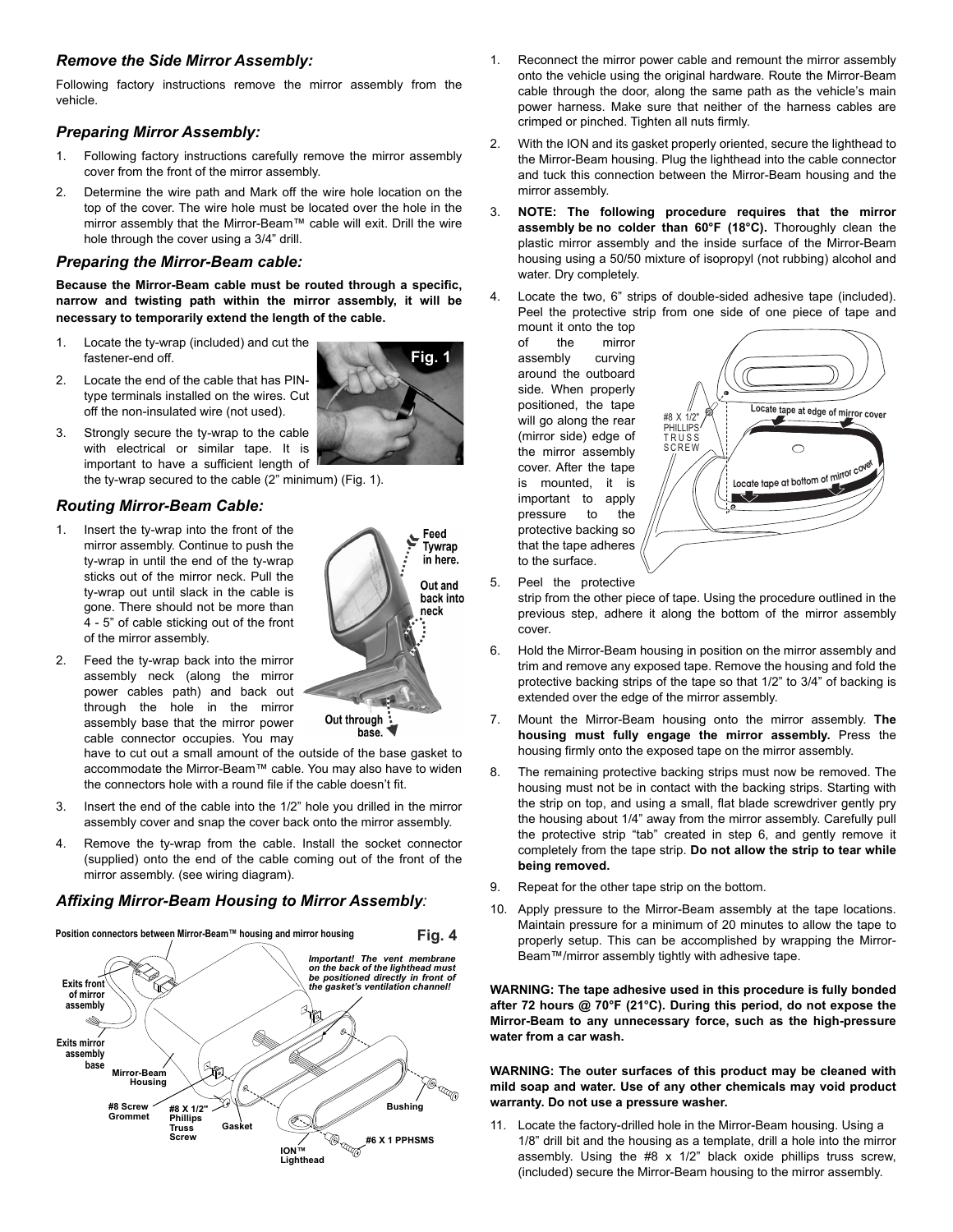### *Remove the Side Mirror Assembly:*

Following factory instructions remove the mirror assembly from the vehicle.

### *Preparing Mirror Assembly:*

1. Following factory instructions carefully remove the mirror assembly cover from the front of the mirror assembly.
2. Determine the wire path and Mark off the wire hole location on the top of the cover. The wire hole must be located over the hole in the mirror assembly that the Mirror-Beam™ cable will exit. Drill the wire hole through the cover using a 3/4" drill.

### *Preparing the Mirror-Beam cable:*

**Because the Mirror-Beam cable must be routed through a specific, narrow and twisting path within the mirror assembly, it will be necessary to temporarily extend the length of the cable.**

1. Locate the ty-wrap (included) and cut the fastener-end off.
2. Locate the end of the cable that has PIN-type terminals installed on the wires. Cut off the non-insulated wire (not used).
3. Strongly secure the ty-wrap to the cable with electrical or similar tape. It is important to have a sufficient length of the ty-wrap secured to the cable (2" minimum) (Fig. 1).

Fig. 1

### *Routing Mirror-Beam Cable:*

1. Insert the ty-wrap into the front of the mirror assembly. Continue to push the ty-wrap in until the end of the ty-wrap sticks out of the mirror neck. Pull the ty-wrap out until slack in the cable is gone. There should not be more than 4 - 5" of cable sticking out of the front of the mirror assembly.
2. Feed the ty-wrap back into the mirror assembly neck (along the mirror power cables path) and back out through the hole in the mirror assembly base that the mirror power cable connector occupies. You may have to cut out a small amount of the outside of the base gasket to accommodate the Mirror-Beam™ cable. You may also have to widen the connectors hole with a round file if the cable doesn't fit.
3. Insert the end of the cable into the 1/2" hole you drilled in the mirror assembly cover and snap the cover back onto the mirror assembly.
4. Remove the ty-wrap from the cable. Install the socket connector (supplied) onto the end of the cable coming out of the front of the mirror assembly. (see wiring diagram).

Feed Tywrap in here.
Out and back into neck
Out through base.

### *Affixing Mirror-Beam Housing to Mirror Assembly:*

Position connectors between Mirror-Beam™ housing and mirror housing

Fig. 4

Important! The vent membrane on the back of the lighthead must be positioned directly in front of the gasket's ventilation channel!

Exits front of mirror assembly
Exits mirror assembly base
Mirror-Beam Housing
#8 Screw Grommet
#8 X 1/2" Phillips Truss Screw
Gasket
Bushing
#6 X 1 PPHSMS
ION™ Lighthead

1. Reconnect the mirror power cable and remount the mirror assembly onto the vehicle using the original hardware. Route the Mirror-Beam cable through the door, along the same path as the vehicle's main power harness. Make sure that neither of the harness cables are crimped or pinched. Tighten all nuts firmly.
2. With the ION and its gasket properly oriented, secure the lighthead to the Mirror-Beam housing. Plug the lighthead into the cable connector and tuck this connection between the Mirror-Beam housing and the mirror assembly.
3. **NOTE: The following procedure requires that the mirror assembly be no colder than 60°F (18°C).** Thoroughly clean the plastic mirror assembly and the inside surface of the Mirror-Beam housing using a 50/50 mixture of isopropyl (not rubbing) alcohol and water. Dry completely.
4. Locate the two, 6" strips of double-sided adhesive tape (included). Peel the protective strip from one side of one piece of tape and mount it onto the top of the mirror assembly curving around the outboard side. When properly positioned, the tape will go along the rear (mirror side) edge of the mirror assembly cover. After the tape is mounted, it is important to apply pressure to the protective backing so that the tape adheres to the surface.

#8 X 1/2" PHILLIPS TRUSS SCREW
Locate tape at edge of mirror cover
Locate tape at bottom of mirror cover

5. Peel the protective strip from the other piece of tape. Using the procedure outlined in the previous step, adhere it along the bottom of the mirror assembly cover.
6. Hold the Mirror-Beam housing in position on the mirror assembly and trim and remove any exposed tape. Remove the housing and fold the protective backing strips of the tape so that 1/2" to 3/4" of backing is extended over the edge of the mirror assembly.
7. Mount the Mirror-Beam housing onto the mirror assembly. **The housing must fully engage the mirror assembly.** Press the housing firmly onto the exposed tape on the mirror assembly.
8. The remaining protective backing strips must now be removed. The housing must not be in contact with the backing strips. Starting with the strip on top, and using a small, flat blade screwdriver gently pry the housing about 1/4" away from the mirror assembly. Carefully pull the protective strip "tab" created in step 6, and gently remove it completely from the tape strip. **Do not allow the strip to tear while being removed.**
9. Repeat for the other tape strip on the bottom.
10. Apply pressure to the Mirror-Beam assembly at the tape locations. Maintain pressure for a minimum of 20 minutes to allow the tape to properly setup. This can be accomplished by wrapping the Mirror-Beam™/mirror assembly tightly with adhesive tape.

**WARNING: The tape adhesive used in this procedure is fully bonded after 72 hours @ 70°F (21°C). During this period, do not expose the Mirror-Beam to any unnecessary force, such as the high-pressure water from a car wash.**

**WARNING: The outer surfaces of this product may be cleaned with mild soap and water. Use of any other chemicals may void product warranty. Do not use a pressure washer.**

11. Locate the factory-drilled hole in the Mirror-Beam housing. Using a 1/8" drill bit and the housing as a template, drill a hole into the mirror assembly. Using the #8 x 1/2" black oxide phillips truss screw, (included) secure the Mirror-Beam housing to the mirror assembly.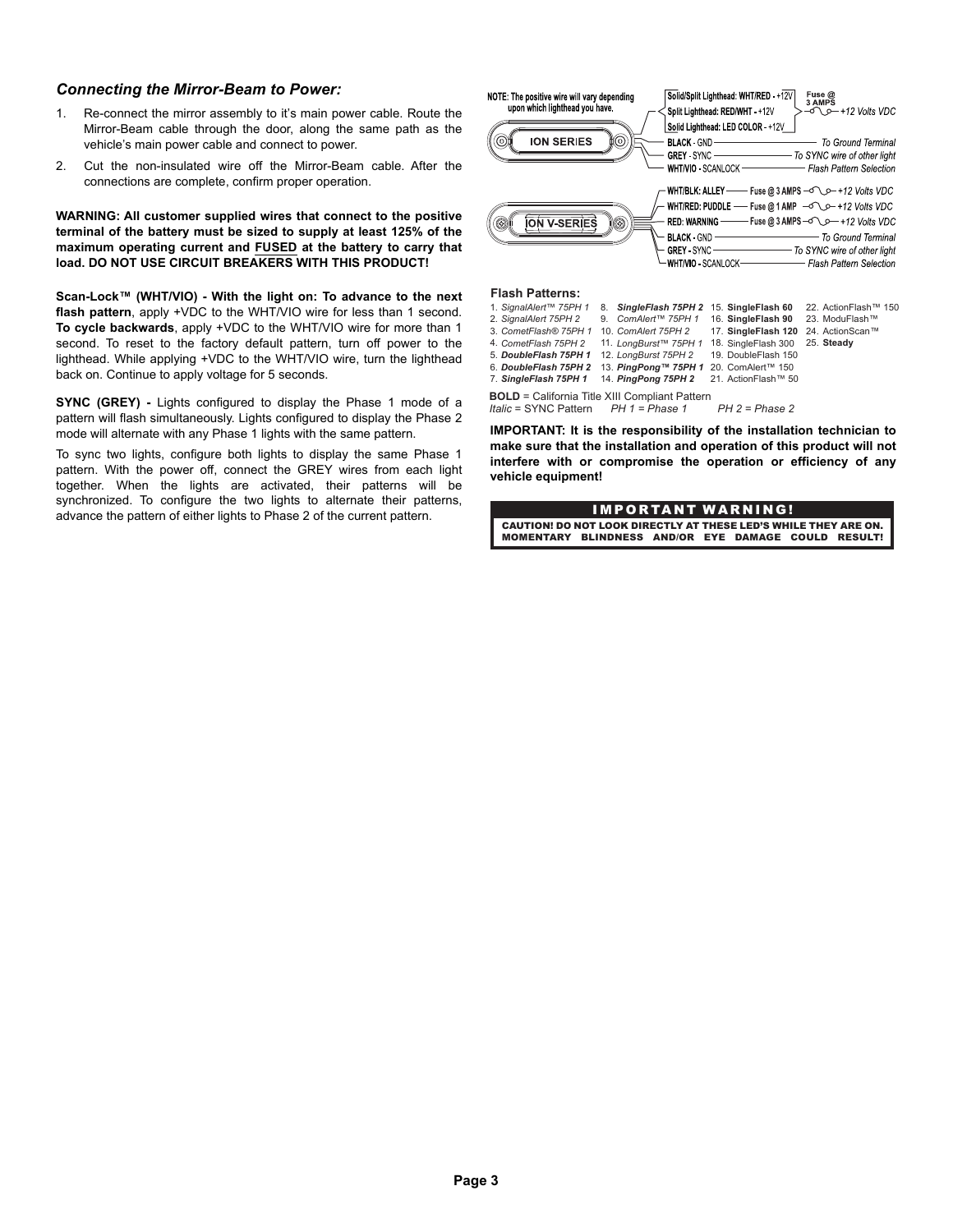### *Connecting the Mirror-Beam to Power:*

1. Re-connect the mirror assembly to it's main power cable. Route the Mirror-Beam cable through the door, along the same path as the vehicle's main power cable and connect to power.
2. Cut the non-insulated wire off the Mirror-Beam cable. After the connections are complete, confirm proper operation.

**WARNING: All customer supplied wires that connect to the positive terminal of the battery must be sized to supply at least 125% of the maximum operating current and FUSED at the battery to carry that load. DO NOT USE CIRCUIT BREAKERS WITH THIS PRODUCT!**

**Scan-Lock™ (WHT/VIO) - With the light on: To advance to the next flash pattern**, apply +VDC to the WHT/VIO wire for less than 1 second. **To cycle backwards**, apply +VDC to the WHT/VIO wire for more than 1 second. To reset to the factory default pattern, turn off power to the lighthead. While applying +VDC to the WHT/VIO wire, turn the lighthead back on. Continue to apply voltage for 5 seconds.

**SYNC (GREY) -** Lights configured to display the Phase 1 mode of a pattern will flash simultaneously. Lights configured to display the Phase 2 mode will alternate with any Phase 1 lights with the same pattern.

To sync two lights, configure both lights to display the same Phase 1 pattern. With the power off, connect the GREY wires from each light together. When the lights are activated, their patterns will be synchronized. To configure the two lights to alternate their patterns, advance the pattern of either lights to Phase 2 of the current pattern.

NOTE: The positive wire will vary depending upon which lighthead you have.

ION SERIES
Solid/Split Lighthead: WHT/RED - +12V
Split Lighthead: RED/WHT - +12V
Solid Lighthead: LED COLOR - +12V
Fuse @ 3 AMPS — +12 Volts VDC
BLACK - GND — To Ground Terminal
GREY - SYNC — To SYNC wire of other light
WHT/VIO - SCANLOCK — Flash Pattern Selection

ION V-SERIES
WHT/BLK: ALLEY — Fuse @ 3 AMPS — +12 Volts VDC
WHT/RED: PUDDLE — Fuse @ 1 AMP — +12 Volts VDC
RED: WARNING — Fuse @ 3 AMPS — +12 Volts VDC
BLACK - GND — To Ground Terminal
GREY - SYNC — To SYNC wire of other light
WHT/VIO - SCANLOCK — Flash Pattern Selection

**Flash Patterns:**

| | | | |
|---|---|---|---|
| 1. *SignalAlert™ 75PH 1* | 8. ***SingleFlash 75PH 2*** | 15. **SingleFlash 60** | 22. ActionFlash™ 150 |
| 2. *SignalAlert 75PH 2* | 9. *ComAlert™ 75PH 1* | 16. **SingleFlash 90** | 23. ModuFlash™ |
| 3. *CometFlash® 75PH 1* | 10. *ComAlert 75PH 2* | 17. **SingleFlash 120** | 24. ActionScan™ |
| 4. *CometFlash 75PH 2* | 11. *LongBurst™ 75PH 1* | 18. SingleFlash 300 | 25. **Steady** |
| 5. ***DoubleFlash 75PH 1*** | 12. *LongBurst 75PH 2* | 19. DoubleFlash 150 | |
| 6. ***DoubleFlash 75PH 2*** | 13. ***PingPong™ 75PH 1*** | 20. ComAlert™ 150 | |
| 7. ***SingleFlash 75PH 1*** | 14. ***PingPong 75PH 2*** | 21. ActionFlash™ 50 | |

**BOLD** = California Title XIII Compliant Pattern
*Italic* = SYNC Pattern *PH 1 = Phase 1* *PH 2 = Phase 2*

**IMPORTANT: It is the responsibility of the installation technician to make sure that the installation and operation of this product will not interfere with or compromise the operation or efficiency of any vehicle equipment!**

**IMPORTANT WARNING!**

**CAUTION! DO NOT LOOK DIRECTLY AT THESE LED'S WHILE THEY ARE ON. MOMENTARY BLINDNESS AND/OR EYE DAMAGE COULD RESULT!**